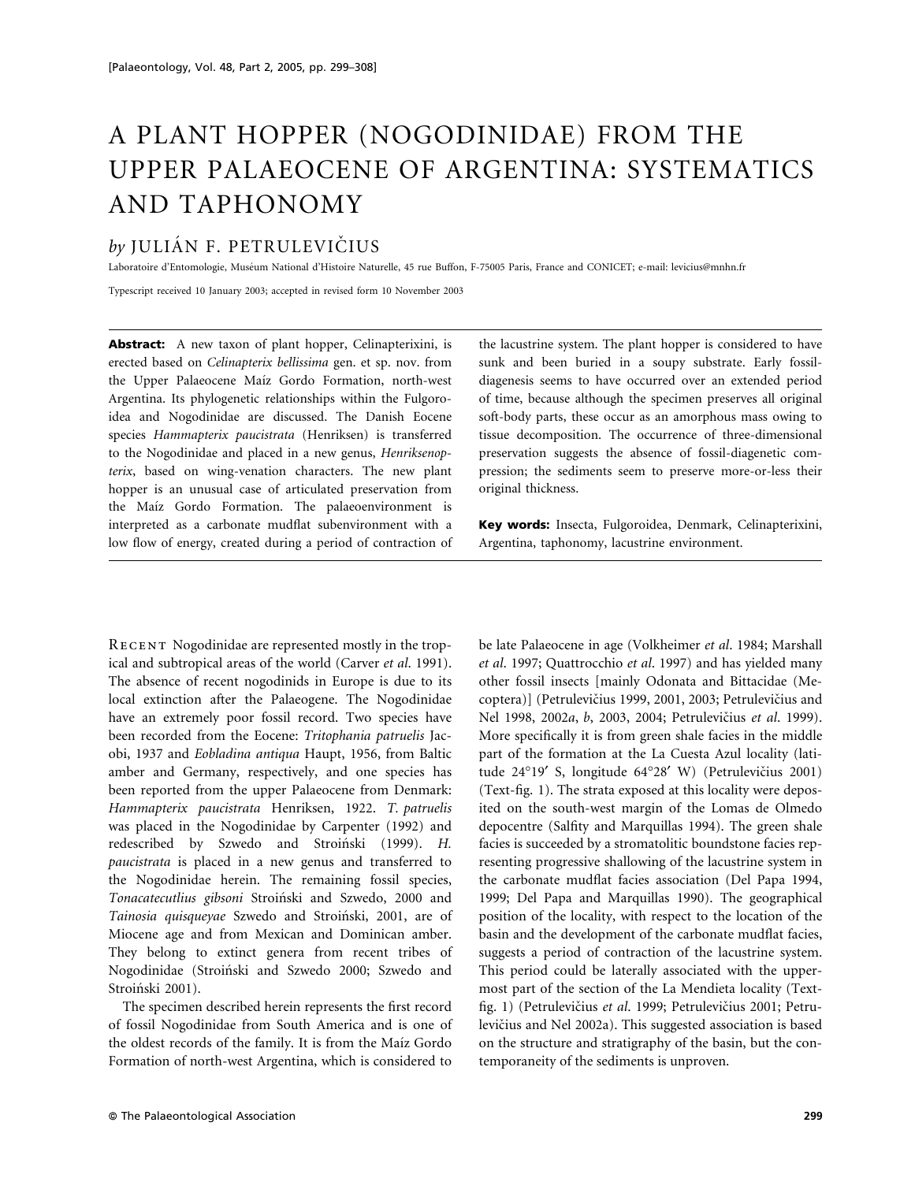# A PLANT HOPPER (NOGODINIDAE) FROM THE UPPER PALAEOCENE OF ARGENTINA: SYSTEMATICS AND TAPHONOMY

*by* JULIÁN F. PETRULEVIČIUS

Laboratoire d'Entomologie, Muséum National d'Histoire Naturelle, 45 rue Buffon, F-75005 Paris, France and CONICET; e-mail: levicius@mnhn.fr

Typescript received 10 January 2003; accepted in revised form 10 November 2003

**Abstract:** A new taxon of plant hopper, Celinapterixini, is erected based on *Celinapterix bellissima* gen. et sp. nov. from the Upper Palaeocene Maíz Gordo Formation, north-west Argentina. Its phylogenetic relationships within the Fulgoroidea and Nogodinidae are discussed. The Danish Eocene species *Hammapterix paucistrata* (Henriksen) is transferred to the Nogodinidae and placed in a new genus, *Henriksenopterix*, based on wing-venation characters. The new plant hopper is an unusual case of articulated preservation from the Maíz Gordo Formation. The palaeoenvironment is interpreted as a carbonate mudflat subenvironment with a low flow of energy, created during a period of contraction of the lacustrine system. The plant hopper is considered to have sunk and been buried in a soupy substrate. Early fossil-diagenesis seems to have occurred over an extended period of time, because although the specimen preserves all original soft-body parts, these occur as an amorphous mass owing to tissue decomposition. The occurrence of three-dimensional preservation suggests the absence of fossil-diagenetic compression; the sediments seem to preserve more-or-less their original thickness.

**Key words:** Insecta, Fulgoroidea, Denmark, Celinapterixini, Argentina, taphonomy, lacustrine environment.

RECENT Nogodinidae are represented mostly in the tropical and subtropical areas of the world (Carver *et al.* 1991). The absence of recent nogodinids in Europe is due to its local extinction after the Palaeogene. The Nogodinidae have an extremely poor fossil record. Two species have been recorded from the Eocene: *Tritophania patruelis* Jacobi, 1937 and *Eobladina antiqua* Haupt, 1956, from Baltic amber and Germany, respectively, and one species has been reported from the upper Palaeocene from Denmark: *Hammapterix paucistrata* Henriksen, 1922. *T. patruelis* was placed in the Nogodinidae by Carpenter (1992) and redescribed by Szwedo and Stroiński (1999). *H. paucistrata* is placed in a new genus and transferred to the Nogodinidae herein. The remaining fossil species, *Tonacatecutlius gibsoni* Stroiński and Szwedo, 2000 and *Tainosia quisqueyae* Szwedo and Stroiński, 2001, are of Miocene age and from Mexican and Dominican amber. They belong to extinct genera from recent tribes of Nogodinidae (Stroiński and Szwedo 2000; Szwedo and Stroiński 2001).

The specimen described herein represents the first record of fossil Nogodinidae from South America and is one of the oldest records of the family. It is from the Maíz Gordo Formation of north-west Argentina, which is considered to be late Palaeocene in age (Volkheimer *et al.* 1984; Marshall *et al.* 1997; Quattrocchio *et al.* 1997) and has yielded many other fossil insects [mainly Odonata and Bittacidae (Mecoptera)] (Petrulevičius 1999, 2001, 2003; Petrulevičius and Nel 1998, 2002*a*, *b*, 2003, 2004; Petrulevičius *et al.* 1999). More specifically it is from green shale facies in the middle part of the formation at the La Cuesta Azul locality (latitude 24°19′ S, longitude 64°28′ W) (Petrulevičius 2001) (Text-fig. 1). The strata exposed at this locality were deposited on the south-west margin of the Lomas de Olmedo depocentre (Salfity and Marquillas 1994). The green shale facies is succeeded by a stromatolitic boundstone facies representing progressive shallowing of the lacustrine system in the carbonate mudflat facies association (Del Papa 1994, 1999; Del Papa and Marquillas 1990). The geographical position of the locality, with respect to the location of the basin and the development of the carbonate mudflat facies, suggests a period of contraction of the lacustrine system. This period could be laterally associated with the uppermost part of the section of the La Mendieta locality (Text-fig. 1) (Petrulevičius *et al.* 1999; Petrulevičius 2001; Petrulevičius and Nel 2002a). This suggested association is based on the structure and stratigraphy of the basin, but the contemporaneity of the sediments is unproven.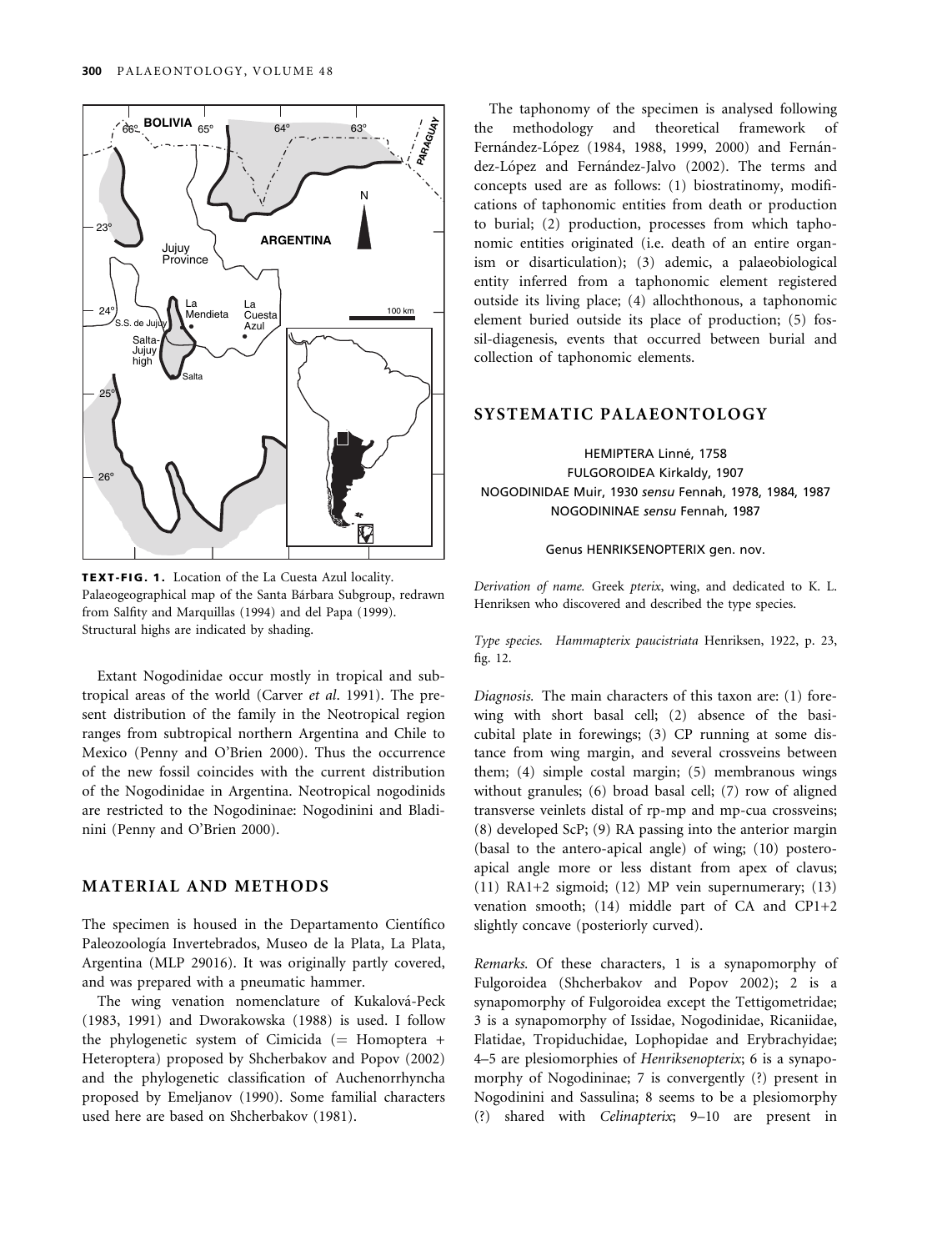TEXT-FIG. 1. Location of the La Cuesta Azul locality. Palaeogeographical map of the Santa Bárbara Subgroup, redrawn from Salfity and Marquillas (1994) and del Papa (1999). Structural highs are indicated by shading.

Extant Nogodinidae occur mostly in tropical and subtropical areas of the world (Carver *et al*. 1991). The present distribution of the family in the Neotropical region ranges from subtropical northern Argentina and Chile to Mexico (Penny and O'Brien 2000). Thus the occurrence of the new fossil coincides with the current distribution of the Nogodinidae in Argentina. Neotropical nogodinids are restricted to the Nogodininae: Nogodinini and Bladinini (Penny and O'Brien 2000).

## MATERIAL AND METHODS

The specimen is housed in the Departamento Científico Paleozoología Invertebrados, Museo de la Plata, La Plata, Argentina (MLP 29016). It was originally partly covered, and was prepared with a pneumatic hammer.

The wing venation nomenclature of Kukalová-Peck (1983, 1991) and Dworakowska (1988) is used. I follow the phylogenetic system of Cimicida (= Homoptera + Heteroptera) proposed by Shcherbakov and Popov (2002) and the phylogenetic classification of Auchenorrhyncha proposed by Emeljanov (1990). Some familial characters used here are based on Shcherbakov (1981).

The taphonomy of the specimen is analysed following the methodology and theoretical framework of Fernández-López (1984, 1988, 1999, 2000) and Fernández-López and Fernández-Jalvo (2002). The terms and concepts used are as follows: (1) biostratinomy, modifications of taphonomic entities from death or production to burial; (2) production, processes from which taphonomic entities originated (i.e. death of an entire organism or disarticulation); (3) ademic, a palaeobiological entity inferred from a taphonomic element registered outside its living place; (4) allochthonous, a taphonomic element buried outside its place of production; (5) fossil-diagenesis, events that occurred between burial and collection of taphonomic elements.

## SYSTEMATIC PALAEONTOLOGY

HEMIPTERA Linné, 1758
FULGOROIDEA Kirkaldy, 1907
NOGODINIDAE Muir, 1930 *sensu* Fennah, 1978, 1984, 1987
NOGODININAE *sensu* Fennah, 1987

### Genus HENRIKSENOPTERIX gen. nov.

*Derivation of name.* Greek *pterix*, wing, and dedicated to K. L. Henriksen who discovered and described the type species.

*Type species.* *Hammapterix paucistriata* Henriksen, 1922, p. 23, fig. 12.

*Diagnosis.* The main characters of this taxon are: (1) forewing with short basal cell; (2) absence of the basicubital plate in forewings; (3) CP running at some distance from wing margin, and several crossveins between them; (4) simple costal margin; (5) membranous wings without granules; (6) broad basal cell; (7) row of aligned transverse veinlets distal of rp-mp and mp-cua crossveins; (8) developed ScP; (9) RA passing into the anterior margin (basal to the antero-apical angle) of wing; (10) postero-apical angle more or less distant from apex of clavus; (11) RA1+2 sigmoid; (12) MP vein supernumerary; (13) venation smooth; (14) middle part of CA and CP1+2 slightly concave (posteriorly curved).

*Remarks.* Of these characters, 1 is a synapomorphy of Fulgoroidea (Shcherbakov and Popov 2002); 2 is a synapomorphy of Fulgoroidea except the Tettigometridae; 3 is a synapomorphy of Issidae, Nogodinidae, Ricaniidae, Flatidae, Tropiduchidae, Lophopidae and Erybrachyidae; 4–5 are plesiomorphies of *Henriksenopterix*; 6 is a synapomorphy of Nogodininae; 7 is convergently (?) present in Nogodinini and Sassulina; 8 seems to be a plesiomorphy (?) shared with *Celinapterix*; 9–10 are present in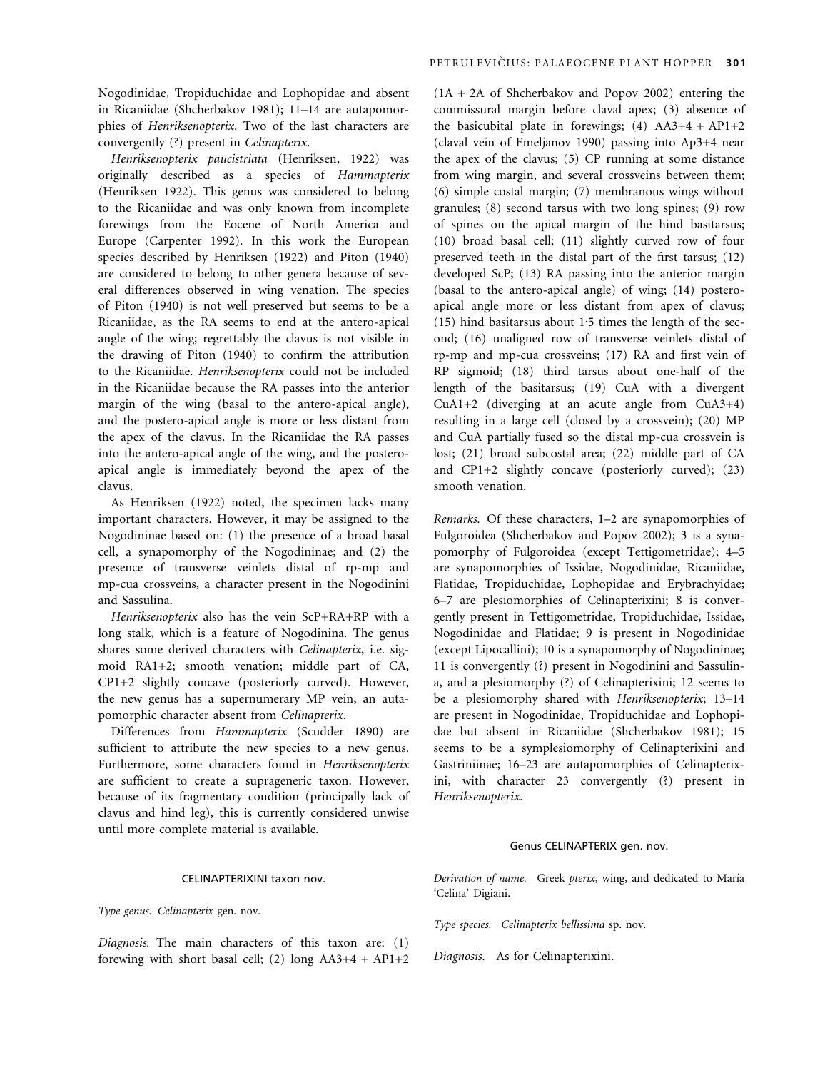Nogodinidae, Tropiduchidae and Lophopidae and absent in Ricaniidae (Shcherbakov 1981); 11–14 are autapomorphies of *Henriksenopterix*. Two of the last characters are convergently (?) present in *Celinapterix*.

*Henriksenopterix paucistriata* (Henriksen, 1922) was originally described as a species of *Hammapterix* (Henriksen 1922). This genus was considered to belong to the Ricaniidae and was only known from incomplete forewings from the Eocene of North America and Europe (Carpenter 1992). In this work the European species described by Henriksen (1922) and Piton (1940) are considered to belong to other genera because of several differences observed in wing venation. The species of Piton (1940) is not well preserved but seems to be a Ricaniidae, as the RA seems to end at the antero-apical angle of the wing; regrettably the clavus is not visible in the drawing of Piton (1940) to confirm the attribution to the Ricaniidae. *Henriksenopterix* could not be included in the Ricaniidae because the RA passes into the anterior margin of the wing (basal to the antero-apical angle), and the postero-apical angle is more or less distant from the apex of the clavus. In the Ricaniidae the RA passes into the antero-apical angle of the wing, and the postero-apical angle is immediately beyond the apex of the clavus.

As Henriksen (1922) noted, the specimen lacks many important characters. However, it may be assigned to the Nogodininae based on: (1) the presence of a broad basal cell, a synapomorphy of the Nogodininae; and (2) the presence of transverse veinlets distal of rp-mp and mp-cua crossveins, a character present in the Nogodinini and Sassulina.

*Henriksenopterix* also has the vein ScP+RA+RP with a long stalk, which is a feature of Nogodinina. The genus shares some derived characters with *Celinapterix*, i.e. sigmoid RA1+2; smooth venation; middle part of CA, CP1+2 slightly concave (posteriorly curved). However, the new genus has a supernumerary MP vein, an autapomorphic character absent from *Celinapterix*.

Differences from *Hammapterix* (Scudder 1890) are sufficient to attribute the new species to a new genus. Furthermore, some characters found in *Henriksenopterix* are sufficient to create a suprageneric taxon. However, because of its fragmentary condition (principally lack of clavus and hind leg), this is currently considered unwise until more complete material is available.

## CELINAPTERIXINI taxon nov.

*Type genus.* *Celinapterix* gen. nov.

*Diagnosis.* The main characters of this taxon are: (1) forewing with short basal cell; (2) long AA3+4 + AP1+2 (1A + 2A of Shcherbakov and Popov 2002) entering the commissural margin before claval apex; (3) absence of the basicubital plate in forewings; (4) AA3+4 + AP1+2 (claval vein of Emeljanov 1990) passing into Ap3+4 near the apex of the clavus; (5) CP running at some distance from wing margin, and several crossveins between them; (6) simple costal margin; (7) membranous wings without granules; (8) second tarsus with two long spines; (9) row of spines on the apical margin of the hind basitarsus; (10) broad basal cell; (11) slightly curved row of four preserved teeth in the distal part of the first tarsus; (12) developed ScP; (13) RA passing into the anterior margin (basal to the antero-apical angle) of wing; (14) postero-apical angle more or less distant from apex of clavus; (15) hind basitarsus about 1·5 times the length of the second; (16) unaligned row of transverse veinlets distal of rp-mp and mp-cua crossveins; (17) RA and first vein of RP sigmoid; (18) third tarsus about one-half of the length of the basitarsus; (19) CuA with a divergent CuA1+2 (diverging at an acute angle from CuA3+4) resulting in a large cell (closed by a crossvein); (20) MP and CuA partially fused so the distal mp-cua crossvein is lost; (21) broad subcostal area; (22) middle part of CA and CP1+2 slightly concave (posteriorly curved); (23) smooth venation.

*Remarks.* Of these characters, 1–2 are synapomorphies of Fulgoroidea (Shcherbakov and Popov 2002); 3 is a synapomorphy of Fulgoroidea (except Tettigometridae); 4–5 are synapomorphies of Issidae, Nogodinidae, Ricaniidae, Flatidae, Tropiduchidae, Lophopidae and Erybrachyidae; 6–7 are plesiomorphies of Celinapterixini; 8 is convergently present in Tettigometridae, Tropiduchidae, Issidae, Nogodinidae and Flatidae; 9 is present in Nogodinidae (except Lipocallini); 10 is a synapomorphy of Nogodininae; 11 is convergently (?) present in Nogodinini and Sassulina, and a plesiomorphy (?) of Celinapterixini; 12 seems to be a plesiomorphy shared with *Henriksenopterix*; 13–14 are present in Nogodinidae, Tropiduchidae and Lophopidae but absent in Ricaniidae (Shcherbakov 1981); 15 seems to be a symplesiomorphy of Celinapterixini and Gastriniinae; 16–23 are autapomorphies of Celinapterixini, with character 23 convergently (?) present in *Henriksenopterix*.

## Genus CELINAPTERIX gen. nov.

*Derivation of name.* Greek *pterix*, wing, and dedicated to María 'Celina' Digiani.

*Type species.* *Celinapterix bellissima* sp. nov.

*Diagnosis.* As for Celinapterixini.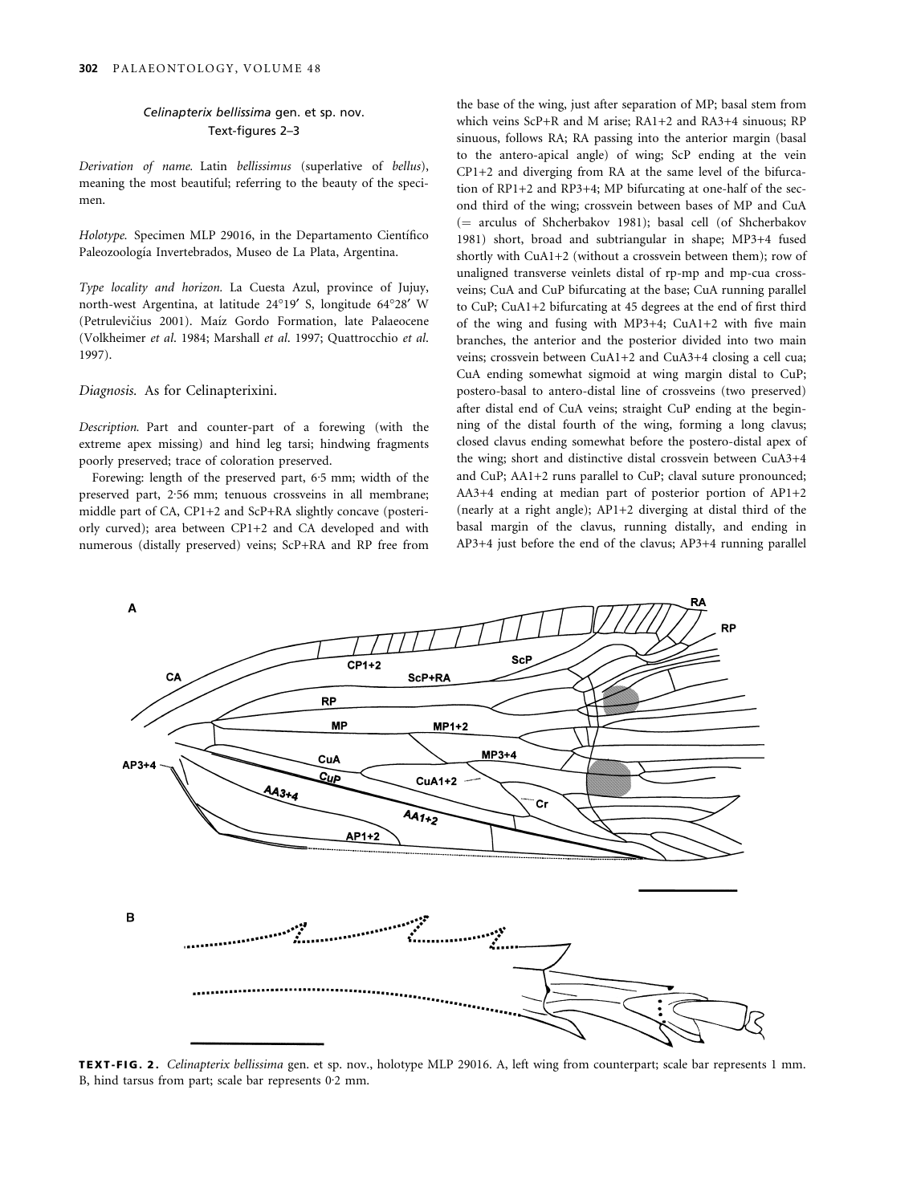### *Celinapterix bellissima* gen. et sp. nov.

Text-figures 2–3

*Derivation of name.* Latin *bellissimus* (superlative of *bellus*), meaning the most beautiful; referring to the beauty of the specimen.

*Holotype.* Specimen MLP 29016, in the Departamento Científico Paleozoología Invertebrados, Museo de La Plata, Argentina.

*Type locality and horizon.* La Cuesta Azul, province of Jujuy, north-west Argentina, at latitude 24°19′ S, longitude 64°28′ W (Petrulevičius 2001). Maíz Gordo Formation, late Palaeocene (Volkheimer *et al.* 1984; Marshall *et al.* 1997; Quattrocchio *et al.* 1997).

*Diagnosis.* As for Celinapterixini.

*Description.* Part and counter-part of a forewing (with the extreme apex missing) and hind leg tarsi; hindwing fragments poorly preserved; trace of coloration preserved.

Forewing: length of the preserved part, 6·5 mm; width of the preserved part, 2·56 mm; tenuous crossveins in all membrane; middle part of CA, CP1+2 and ScP+RA slightly concave (posteriorly curved); area between CP1+2 and CA developed and with numerous (distally preserved) veins; ScP+RA and RP free from the base of the wing, just after separation of MP; basal stem from which veins ScP+R and M arise; RA1+2 and RA3+4 sinuous; RP sinuous, follows RA; RA passing into the anterior margin (basal to the antero-apical angle) of wing; ScP ending at the vein CP1+2 and diverging from RA at the same level of the bifurcation of RP1+2 and RP3+4; MP bifurcating at one-half of the second third of the wing; crossvein between bases of MP and CuA (= arculus of Shcherbakov 1981); basal cell (of Shcherbakov 1981) short, broad and subtriangular in shape; MP3+4 fused shortly with CuA1+2 (without a crossvein between them); row of unaligned transverse veinlets distal of rp-mp and mp-cua crossveins; CuA and CuP bifurcating at the base; CuA running parallel to CuP; CuA1+2 bifurcating at 45 degrees at the end of first third of the wing and fusing with MP3+4; CuA1+2 with five main branches, the anterior and the posterior divided into two main veins; crossvein between CuA1+2 and CuA3+4 closing a cell cua; CuA ending somewhat sigmoid at wing margin distal to CuP; postero-basal to antero-distal line of crossveins (two preserved) after distal end of CuA veins; straight CuP ending at the beginning of the distal fourth of the wing, forming a long clavus; closed clavus ending somewhat before the postero-distal apex of the wing; short and distinctive distal crossvein between CuA3+4 and CuP; AA1+2 runs parallel to CuP; claval suture pronounced; AA3+4 ending at median part of posterior portion of AP1+2 (nearly at a right angle); AP1+2 diverging at distal third of the basal margin of the clavus, running distally, and ending in AP3+4 just before the end of the clavus; AP3+4 running parallel

**TEXT-FIG. 2.** *Celinapterix bellissima* gen. et sp. nov., holotype MLP 29016. A, left wing from counterpart; scale bar represents 1 mm. B, hind tarsus from part; scale bar represents 0·2 mm.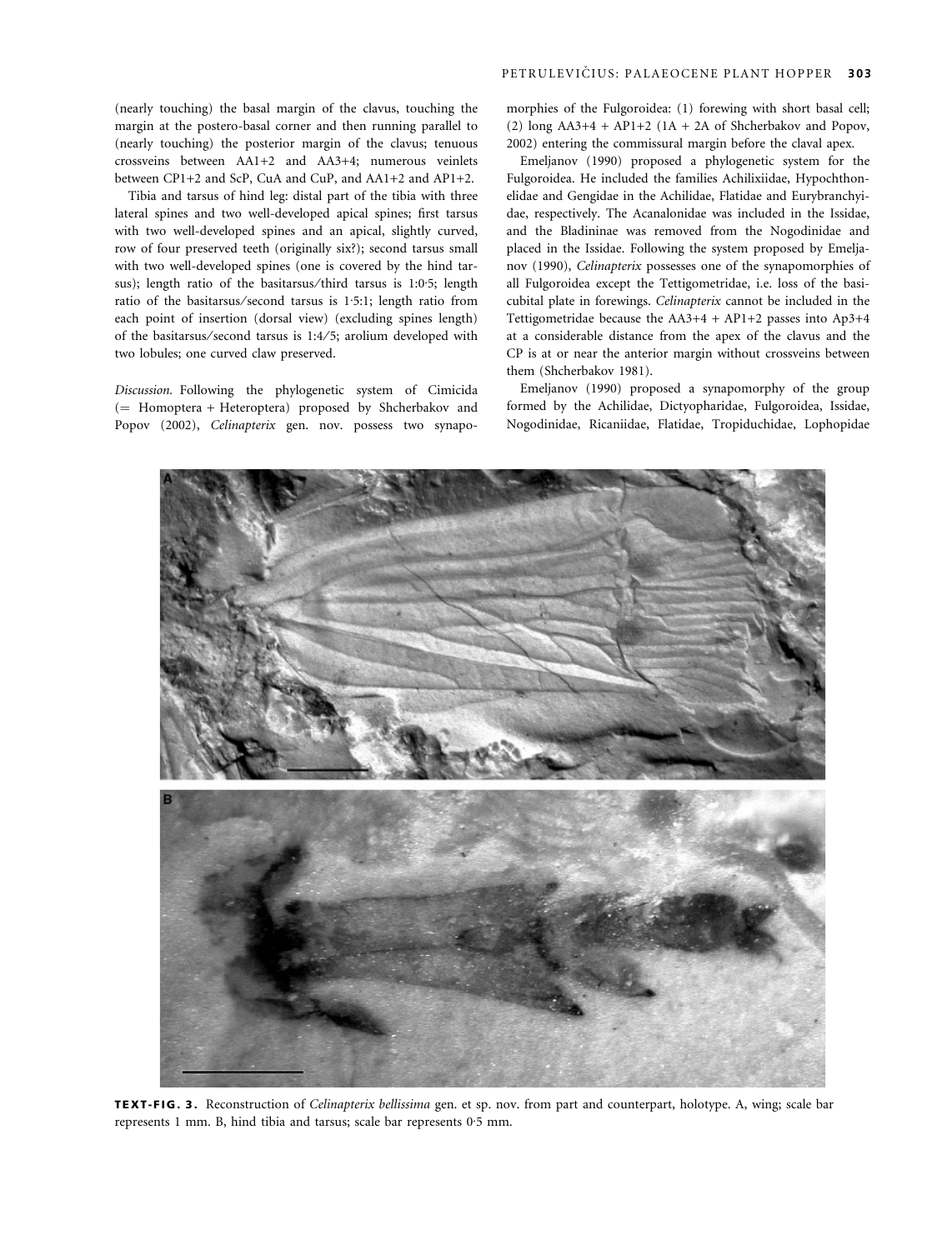(nearly touching) the basal margin of the clavus, touching the margin at the postero-basal corner and then running parallel to (nearly touching) the posterior margin of the clavus; tenuous crossveins between AA1+2 and AA3+4; numerous veinlets between CP1+2 and ScP, CuA and CuP, and AA1+2 and AP1+2.

Tibia and tarsus of hind leg: distal part of the tibia with three lateral spines and two well-developed apical spines; first tarsus with two well-developed spines and an apical, slightly curved, row of four preserved teeth (originally six?); second tarsus small with two well-developed spines (one is covered by the hind tarsus); length ratio of the basitarsus/third tarsus is 1:0·5; length ratio of the basitarsus/second tarsus is 1·5:1; length ratio from each point of insertion (dorsal view) (excluding spines length) of the basitarsus/second tarsus is 1:4/5; arolium developed with two lobules; one curved claw preserved.

*Discussion.* Following the phylogenetic system of Cimicida (= Homoptera + Heteroptera) proposed by Shcherbakov and Popov (2002), *Celinapterix* gen. nov. possess two synapomorphies of the Fulgoroidea: (1) forewing with short basal cell; (2) long AA3+4 + AP1+2 (1A + 2A of Shcherbakov and Popov, 2002) entering the commissural margin before the claval apex.

Emeljanov (1990) proposed a phylogenetic system for the Fulgoroidea. He included the families Achilixiidae, Hypochthonelidae and Gengidae in the Achilidae, Flatidae and Eurybranchyidae, respectively. The Acanalonidae was included in the Issidae, and the Bladininae was removed from the Nogodinidae and placed in the Issidae. Following the system proposed by Emeljanov (1990), *Celinapterix* possesses one of the synapomorphies of all Fulgoroidea except the Tettigometridae, i.e. loss of the basicubital plate in forewings. *Celinapterix* cannot be included in the Tettigometridae because the AA3+4 + AP1+2 passes into Ap3+4 at a considerable distance from the apex of the clavus and the CP is at or near the anterior margin without crossveins between them (Shcherbakov 1981).

Emeljanov (1990) proposed a synapomorphy of the group formed by the Achilidae, Dictyopharidae, Fulgoroidea, Issidae, Nogodinidae, Ricaniidae, Flatidae, Tropiduchidae, Lophopidae

**TEXT-FIG. 3.** Reconstruction of *Celinapterix bellissima* gen. et sp. nov. from part and counterpart, holotype. A, wing; scale bar represents 1 mm. B, hind tibia and tarsus; scale bar represents 0·5 mm.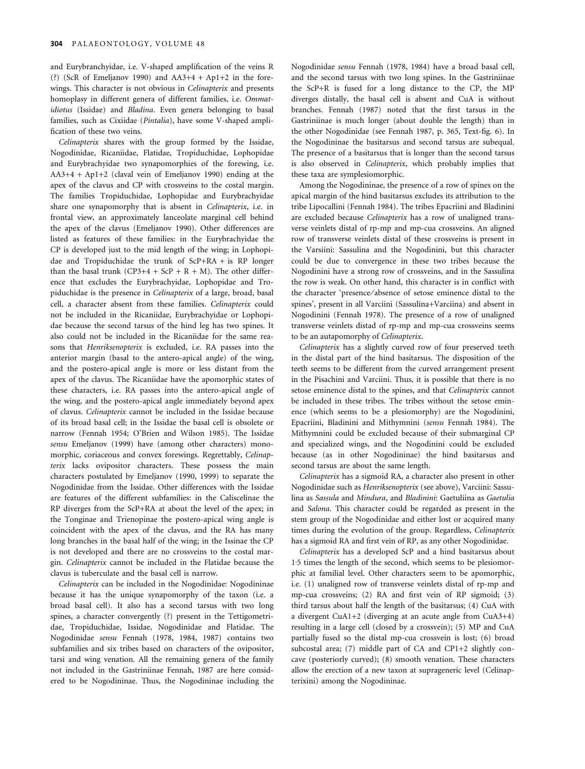and Eurybranchyidae, i.e. V-shaped amplification of the veins R (?) (ScR of Emeljanov 1990) and AA3+4 + Ap1+2 in the forewings. This character is not obvious in *Celinapterix* and presents homoplasy in different genera of different families, i.e. *Ommatidiotus* (Issidae) and *Bladina*. Even genera belonging to basal families, such as Cixiidae (*Pintalia*), have some V-shaped amplification of these two veins.

*Celinapterix* shares with the group formed by the Issidae, Nogodinidae, Ricaniidae, Flatidae, Tropiduchidae, Lophopidae and Eurybrachyidae two synapomorphies of the forewing, i.e. AA3+4 + Ap1+2 (claval vein of Emeljanov 1990) ending at the apex of the clavus and CP with crossveins to the costal margin. The families Tropiduchidae, Lophopidae and Eurybrachyidae share one synapomorphy that is absent in *Celinapterix*, i.e. in frontal view, an approximately lanceolate marginal cell behind the apex of the clavus (Emeljanov 1990). Other differences are listed as features of these families: in the Eurybrachyidae the CP is developed just to the mid length of the wing; in Lophopidae and Tropiduchidae the trunk of ScP+RA + is RP longer than the basal trunk (CP3+4 + ScP + R + M). The other difference that excludes the Eurybrachyidae, Lophopidae and Tropiduchidae is the presence in *Celinapterix* of a large, broad, basal cell, a character absent from these families. *Celinapterix* could not be included in the Ricaniidae, Eurybrachyidae or Lophopidae because the second tarsus of the hind leg has two spines. It also could not be included in the Ricaniidae for the same reasons that *Henriksenopterix* is excluded, i.e. RA passes into the anterior margin (basal to the antero-apical angle) of the wing, and the postero-apical angle is more or less distant from the apex of the clavus. The Ricaniidae have the apomorphic states of these characters, i.e. RA passes into the antero-apical angle of the wing, and the postero-apical angle immediately beyond apex of clavus. *Celinapterix* cannot be included in the Issidae because of its broad basal cell; in the Issidae the basal cell is obsolete or narrow (Fennah 1954; O'Brien and Wilson 1985). The Issidae *sensu* Emeljanov (1999) have (among other characters) monomorphic, coriaceous and convex forewings. Regrettably, *Celinapterix* lacks ovipositor characters. These possess the main characters postulated by Emeljanov (1990, 1999) to separate the Nogodinidae from the Issidae. Other differences with the Issidae are features of the different subfamilies: in the Caliscelinae the RP diverges from the ScP+RA at about the level of the apex; in the Tonginae and Trienopinae the postero-apical wing angle is coincident with the apex of the clavus, and the RA has many long branches in the basal half of the wing; in the Issinae the CP is not developed and there are no crossveins to the costal margin. *Celinapterix* cannot be included in the Flatidae because the clavus is tuberculate and the basal cell is narrow.

*Celinapterix* can be included in the Nogodinidae: Nogodininae because it has the unique synapomorphy of the taxon (i.e. a broad basal cell). It also has a second tarsus with two long spines, a character convergently (?) present in the Tettigometridae, Tropiduchidae, Issidae, Nogodinidae and Flatidae. The Nogodinidae *sensu* Fennah (1978, 1984, 1987) contains two subfamilies and six tribes based on characters of the ovipositor, tarsi and wing venation. All the remaining genera of the family not included in the Gastriniinae Fennah, 1987 are here considered to be Nogodininae. Thus, the Nogodininae including the Nogodinidae *sensu* Fennah (1978, 1984) have a broad basal cell, and the second tarsus with two long spines. In the Gastriniinae the ScP+R is fused for a long distance to the CP, the MP diverges distally, the basal cell is absent and CuA is without branches. Fennah (1987) noted that the first tarsus in the Gastriniinae is much longer (about double the length) than in the other Nogodinidae (see Fennah 1987, p. 365, Text-fig. 6). In the Nogodininae the basitarsus and second tarsus are subequal. The presence of a basitarsus that is longer than the second tarsus is also observed in *Celinapterix*, which probably implies that these taxa are symplesiomorphic.

Among the Nogodininae, the presence of a row of spines on the apical margin of the hind basitarsus excludes its attribution to the tribe Lipocallini (Fennah 1984). The tribes Epacriini and Bladinini are excluded because *Celinapterix* has a row of unaligned transverse veinlets distal of rp-mp and mp-cua crossveins. An aligned row of transverse veinlets distal of these crossveins is present in the Varsiini: Sassulina and the Nogodinini, but this character could be due to convergence in these two tribes because the Nogodinini have a strong row of crossveins, and in the Sassulina the row is weak. On other hand, this character is in conflict with the character 'presence/absence of setose eminence distal to the spines', present in all Varciini (Sassulina+Varciina) and absent in Nogodinini (Fennah 1978). The presence of a row of unaligned transverse veinlets distad of rp-mp and mp-cua crossveins seems to be an autapomorphy of *Celinapterix*.

*Celinapterix* has a slightly curved row of four preserved teeth in the distal part of the hind basitarsus. The disposition of the teeth seems to be different from the curved arrangement present in the Pisachini and Varciini. Thus, it is possible that there is no setose eminence distal to the spines, and that *Celinapterix* cannot be included in these tribes. The tribes without the setose eminence (which seems to be a plesiomorphy) are the Nogodinini, Epacriini, Bladinini and Mithymnini (*sensu* Fennah 1984). The Mithymnini could be excluded because of their submarginal CP and specialized wings, and the Nogodinini could be excluded because (as in other Nogodininae) the hind basitarsus and second tarsus are about the same length.

*Celinapterix* has a sigmoid RA, a character also present in other Nogodinidae such as *Henriksenopterix* (see above), Varciini: Sassulina as *Sassula* and *Mindura*, and *Bladinini*: Gaetuliina as *Gaetulia* and *Salona*. This character could be regarded as present in the stem group of the Nogodinidae and either lost or acquired many times during the evolution of the group. Regardless, *Celinapterix* has a sigmoid RA and first vein of RP, as any other Nogodinidae.

*Celinapterix* has a developed ScP and a hind basitarsus about 1·5 times the length of the second, which seems to be plesiomorphic at familial level. Other characters seem to be apomorphic, i.e. (1) unaligned row of transverse veinlets distal of rp-mp and mp-cua crossveins; (2) RA and first vein of RP sigmoid; (3) third tarsus about half the length of the basitarsus; (4) CuA with a divergent CuA1+2 (diverging at an acute angle from CuA3+4) resulting in a large cell (closed by a crossvein); (5) MP and CuA partially fused so the distal mp-cua crossvein is lost; (6) broad subcostal area; (7) middle part of CA and CP1+2 slightly concave (posteriorly curved); (8) smooth venation. These characters allow the erection of a new taxon at suprageneric level (Celinapterixini) among the Nogodininae.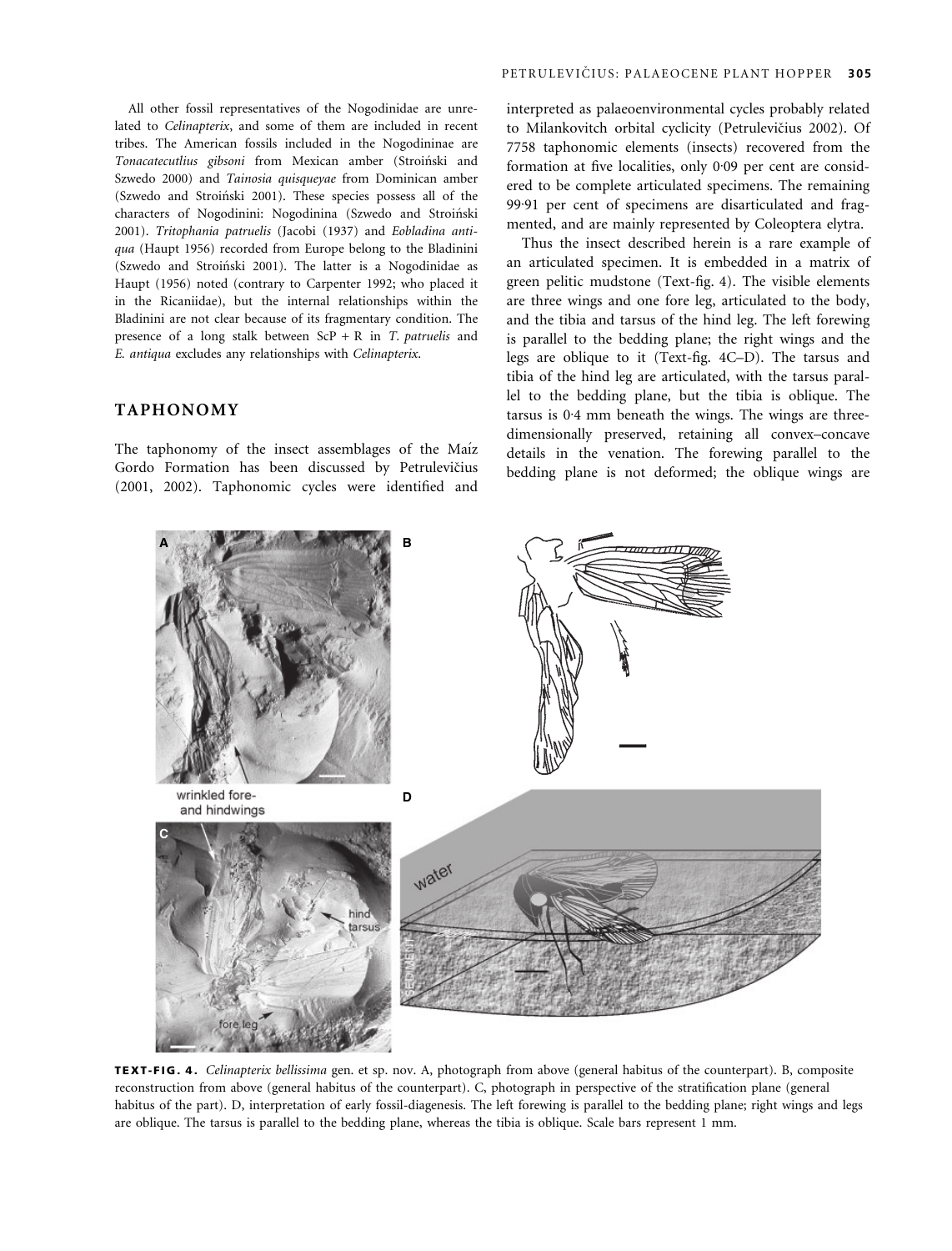All other fossil representatives of the Nogodinidae are unrelated to *Celinapterix*, and some of them are included in recent tribes. The American fossils included in the Nogodininae are *Tonacatecutlius gibsoni* from Mexican amber (Stroiński and Szwedo 2000) and *Tainosia quisqueyae* from Dominican amber (Szwedo and Stroiński 2001). These species possess all of the characters of Nogodinini: Nogodinina (Szwedo and Stroiński 2001). *Tritophania patruelis* (Jacobi (1937) and *Eobladina antiqua* (Haupt 1956) recorded from Europe belong to the Bladinini (Szwedo and Stroiński 2001). The latter is a Nogodinidae as Haupt (1956) noted (contrary to Carpenter 1992; who placed it in the Ricaniidae), but the internal relationships within the Bladinini are not clear because of its fragmentary condition. The presence of a long stalk between ScP + R in *T. patruelis* and *E. antiqua* excludes any relationships with *Celinapterix*.

## TAPHONOMY

The taphonomy of the insect assemblages of the Maíz Gordo Formation has been discussed by Petrulevičius (2001, 2002). Taphonomic cycles were identified and interpreted as palaeoenvironmental cycles probably related to Milankovitch orbital cyclicity (Petrulevičius 2002). Of 7758 taphonomic elements (insects) recovered from the formation at five localities, only 0·09 per cent are considered to be complete articulated specimens. The remaining 99·91 per cent of specimens are disarticulated and fragmented, and are mainly represented by Coleoptera elytra.

Thus the insect described herein is a rare example of an articulated specimen. It is embedded in a matrix of green pelitic mudstone (Text-fig. 4). The visible elements are three wings and one fore leg, articulated to the body, and the tibia and tarsus of the hind leg. The left forewing is parallel to the bedding plane; the right wings and the legs are oblique to it (Text-fig. 4C–D). The tarsus and tibia of the hind leg are articulated, with the tarsus parallel to the bedding plane, but the tibia is oblique. The tarsus is 0·4 mm beneath the wings. The wings are three-dimensionally preserved, retaining all convex–concave details in the venation. The forewing parallel to the bedding plane is not deformed; the oblique wings are

**TEXT-FIG. 4.** *Celinapterix bellissima* gen. et sp. nov. A, photograph from above (general habitus of the counterpart). B, composite reconstruction from above (general habitus of the counterpart). C, photograph in perspective of the stratification plane (general habitus of the part). D, interpretation of early fossil-diagenesis. The left forewing is parallel to the bedding plane; right wings and legs are oblique. The tarsus is parallel to the bedding plane, whereas the tibia is oblique. Scale bars represent 1 mm.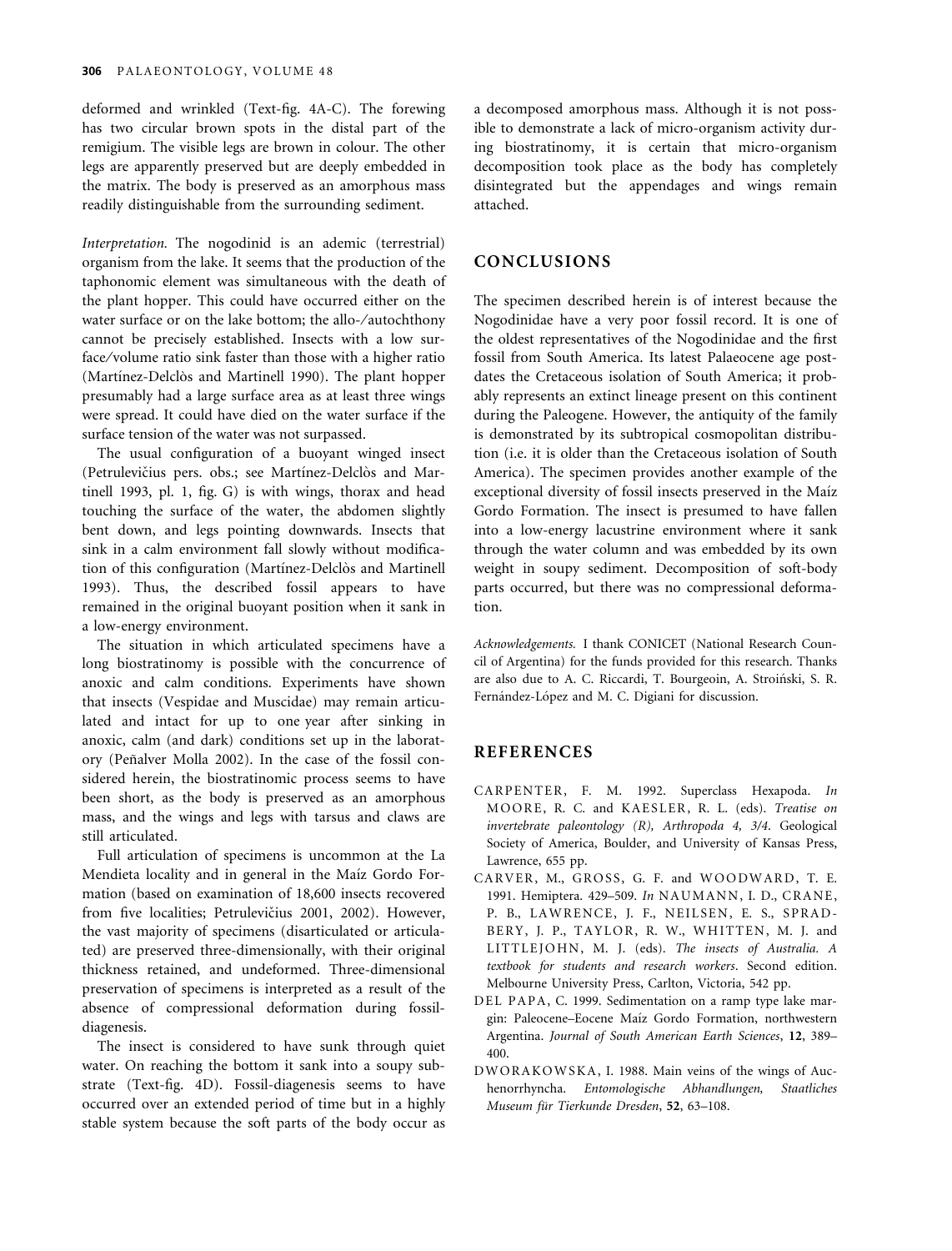deformed and wrinkled (Text-fig. 4A-C). The forewing has two circular brown spots in the distal part of the remigium. The visible legs are brown in colour. The other legs are apparently preserved but are deeply embedded in the matrix. The body is preserved as an amorphous mass readily distinguishable from the surrounding sediment.

*Interpretation.* The nogodinid is an ademic (terrestrial) organism from the lake. It seems that the production of the taphonomic element was simultaneous with the death of the plant hopper. This could have occurred either on the water surface or on the lake bottom; the allo-/autochthony cannot be precisely established. Insects with a low surface/volume ratio sink faster than those with a higher ratio (Martínez-Delclòs and Martinell 1990). The plant hopper presumably had a large surface area as at least three wings were spread. It could have died on the water surface if the surface tension of the water was not surpassed.

The usual configuration of a buoyant winged insect (Petrulevičius pers. obs.; see Martínez-Delclòs and Martinell 1993, pl. 1, fig. G) is with wings, thorax and head touching the surface of the water, the abdomen slightly bent down, and legs pointing downwards. Insects that sink in a calm environment fall slowly without modification of this configuration (Martínez-Delclòs and Martinell 1993). Thus, the described fossil appears to have remained in the original buoyant position when it sank in a low-energy environment.

The situation in which articulated specimens have a long biostratinomy is possible with the concurrence of anoxic and calm conditions. Experiments have shown that insects (Vespidae and Muscidae) may remain articulated and intact for up to one year after sinking in anoxic, calm (and dark) conditions set up in the laboratory (Peñalver Molla 2002). In the case of the fossil considered herein, the biostratinomic process seems to have been short, as the body is preserved as an amorphous mass, and the wings and legs with tarsus and claws are still articulated.

Full articulation of specimens is uncommon at the La Mendieta locality and in general in the Maíz Gordo Formation (based on examination of 18,600 insects recovered from five localities; Petrulevičius 2001, 2002). However, the vast majority of specimens (disarticulated or articulated) are preserved three-dimensionally, with their original thickness retained, and undeformed. Three-dimensional preservation of specimens is interpreted as a result of the absence of compressional deformation during fossil-diagenesis.

The insect is considered to have sunk through quiet water. On reaching the bottom it sank into a soupy substrate (Text-fig. 4D). Fossil-diagenesis seems to have occurred over an extended period of time but in a highly stable system because the soft parts of the body occur as a decomposed amorphous mass. Although it is not possible to demonstrate a lack of micro-organism activity during biostratinomy, it is certain that micro-organism decomposition took place as the body has completely disintegrated but the appendages and wings remain attached.

## CONCLUSIONS

The specimen described herein is of interest because the Nogodinidae have a very poor fossil record. It is one of the oldest representatives of the Nogodinidae and the first fossil from South America. Its latest Palaeocene age postdates the Cretaceous isolation of South America; it probably represents an extinct lineage present on this continent during the Paleogene. However, the antiquity of the family is demonstrated by its subtropical cosmopolitan distribution (i.e. it is older than the Cretaceous isolation of South America). The specimen provides another example of the exceptional diversity of fossil insects preserved in the Maíz Gordo Formation. The insect is presumed to have fallen into a low-energy lacustrine environment where it sank through the water column and was embedded by its own weight in soupy sediment. Decomposition of soft-body parts occurred, but there was no compressional deformation.

*Acknowledgements.* I thank CONICET (National Research Council of Argentina) for the funds provided for this research. Thanks are also due to A. C. Riccardi, T. Bourgeoin, A. Stroiński, S. R. Fernández-López and M. C. Digiani for discussion.

## REFERENCES

CARPENTER, F. M. 1992. Superclass Hexapoda. *In* MOORE, R. C. and KAESLER, R. L. (eds). *Treatise on invertebrate paleontology (R), Arthropoda 4, 3/4*. Geological Society of America, Boulder, and University of Kansas Press, Lawrence, 655 pp.

CARVER, M., GROSS, G. F. and WOODWARD, T. E. 1991. Hemiptera. 429–509. *In* NAUMANN, I. D., CRANE, P. B., LAWRENCE, J. F., NEILSEN, E. S., SPRADBERY, J. P., TAYLOR, R. W., WHITTEN, M. J. and LITTLEJOHN, M. J. (eds). *The insects of Australia. A textbook for students and research workers*. Second edition. Melbourne University Press, Carlton, Victoria, 542 pp.

DEL PAPA, C. 1999. Sedimentation on a ramp type lake margin: Paleocene–Eocene Maíz Gordo Formation, northwestern Argentina. *Journal of South American Earth Sciences*, **12**, 389–400.

DWORAKOWSKA, I. 1988. Main veins of the wings of Auchenorrhyncha. *Entomologische Abhandlungen, Staatliches Museum für Tierkunde Dresden*, **52**, 63–108.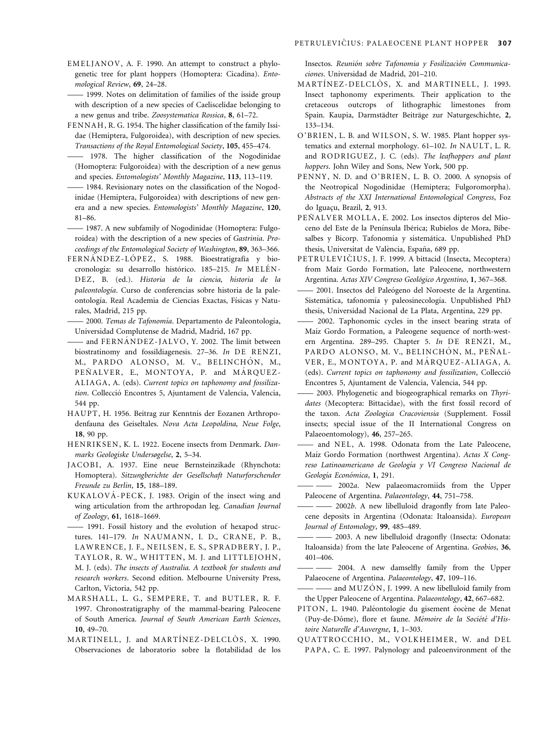EMELJANOV, A. F. 1990. An attempt to construct a phylogenetic tree for plant hoppers (Homoptera: Cicadina). *Entomological Review*, **69**, 24–28.

—— 1999. Notes on delimitation of families of the isside group with description of a new species of Caeliscelidae belonging to a new genus and tribe. *Zoosystematica Rossica*, **8**, 61–72.

FENNAH, R. G. 1954. The higher classification of the family Issidae (Hemiptera, Fulgoroidea), with description of new species. *Transactions of the Royal Entomological Society*, **105**, 455–474.

—— 1978. The higher classification of the Nogodinidae (Homoptera: Fulgoroidea) with the description of a new genus and species. *Entomologists' Monthly Magazine*, **113**, 113–119.

—— 1984. Revisionary notes on the classification of the Nogodinidae (Hemiptera, Fulgoroidea) with descriptions of new genera and a new species. *Entomologists' Monthly Magazine*, **120**, 81–86.

—— 1987. A new subfamily of Nogodinidae (Homoptera: Fulgoroidea) with the description of a new species of *Gastrinia*. *Proceedings of the Entomological Society of Washington*, **89**, 363–366.

FERNÁNDEZ-LÓPEZ, S. 1988. Bioestratigrafía y biocronología: su desarrollo histórico. 185–215. *In* MELÉNDEZ, B. (ed.). *Historia de la ciencia, historia de la paleontología*. Curso de conferencias sobre historia de la paleontología. Real Academia de Ciencias Exactas, Físicas y Naturales, Madrid, 215 pp.

—— 2000. *Temas de Tafonomía*. Departamento de Paleontología, Universidad Complutense de Madrid, Madrid, 167 pp.

—— and FERNÁNDEZ-JALVO, Y. 2002. The limit between biostratinomy and fossildiagenesis. 27–36. *In* DE RENZI, M., PARDO ALONSO, M. V., BELINCHÓN, M., PEÑALVER, E., MONTOYA, P. and MÁRQUEZ-ALIAGA, A. (eds). *Current topics on taphonomy and fossilization*. Collecció Encontres 5, Ajuntament de Valencia, Valencia, 544 pp.

HAUPT, H. 1956. Beitrag zur Kenntnis der Eozanen Arthropodenfauna des Geiseltales. *Nova Acta Leopoldina, Neue Folge*, **18**, 90 pp.

HENRIKSEN, K. L. 1922. Eocene insects from Denmark. *Danmarks Geologiske Undersøgelse*, **2**, 5–34.

JACOBI, A. 1937. Eine neue Bernsteinzikade (Rhynchota: Homoptera). *Sitzungberichte der Gesellschaft Naturforschender Freunde zu Berlin*, **15**, 188–189.

KUKALOVÁ-PECK, J. 1983. Origin of the insect wing and wing articulation from the arthropodan leg. *Canadian Journal of Zoology*, **61**, 1618–1669.

—— 1991. Fossil history and the evolution of hexapod structures. 141–179. *In* NAUMANN, I. D., CRANE, P. B., LAWRENCE, J. F., NEILSEN, E. S., SPRADBERY, J. P., TAYLOR, R. W., WHITTEN, M. J. and LITTLEJOHN, M. J. (eds). *The insects of Australia. A textbook for students and research workers*. Second edition. Melbourne University Press, Carlton, Victoria, 542 pp.

MARSHALL, L. G., SEMPERE, T. and BUTLER, R. F. 1997. Chronostratigraphy of the mammal-bearing Paleocene of South America. *Journal of South American Earth Sciences*, **10**, 49–70.

MARTINELL, J. and MARTÍNEZ-DELCLÒS, X. 1990. Observaciones de laboratorio sobre la flotabilidad de los Insectos. *Reunión sobre Tafonomia y Fosilizaciòn Communicaciones*. Universidad de Madrid, 201–210.

MARTÍNEZ-DELCLÒS, X. and MARTINELL, J. 1993. Insect taphonomy experiments. Their application to the cretaceous outcrops of lithographic limestones from Spain. Kaupia, Darmstädter Beiträge zur Naturgeschichte, **2**, 133–134.

O'BRIEN, L. B. and WILSON, S. W. 1985. Plant hopper systematics and external morphology. 61–102. *In* NAULT, L. R. and RODRIGUEZ, J. C. (eds). *The leafhoppers and plant hoppers*. John Wiley and Sons, New York, 500 pp.

PENNY, N. D. and O'BRIEN, L. B. O. 2000. A synopsis of the Neotropical Nogodinidae (Hemiptera; Fulgoromorpha). *Abstracts of the XXI International Entomological Congress*, Foz do Iguaçu, Brazil, **2**, 913.

PEÑALVER MOLLA, E. 2002. Los insectos dípteros del Mioceno del Este de la Península Ibérica; Rubielos de Mora, Bibesalbes y Bicorp. Tafonomía y sistemática. Unpublished PhD thesis, Universitat de València, España, 689 pp.

PETRULEVIČIUS, J. F. 1999. A bittacid (Insecta, Mecoptera) from Maíz Gordo Formation, late Paleocene, northwestern Argentina. *Actas XIV Congreso Geológico Argentino*, **1**, 367–368.

—— 2001. Insectos del Paleógeno del Noroeste de la Argentina. Sistemática, tafonomía y paleosinecología. Unpublished PhD thesis, Universidad Nacional de La Plata, Argentina, 229 pp.

—— 2002. Taphonomic cycles in the insect bearing strata of Maíz Gordo Formation, a Paleogene sequence of north-western Argentina. 289–295. Chapter 5. *In* DE RENZI, M., PARDO ALONSO, M. V., BELINCHÓN, M., PEÑALVER, E., MONTOYA, P. and MÁRQUEZ-ALIAGA, A. (eds). *Current topics on taphonomy and fossilization*, Collecció Encontres 5, Ajuntament de Valencia, Valencia, 544 pp.

—— 2003. Phylogenetic and biogeographical remarks on *Thyridates* (Mecoptera: Bittacidae), with the first fossil record of the taxon. *Acta Zoologica Cracoviensia* (Supplement. Fossil insects; special issue of the II International Congress on Palaeoentomology), **46**, 257–265.

—— and NEL, A. 1998. Odonata from the Late Paleocene, Maíz Gordo Formation (northwest Argentina). *Actas X Congreso Latinoamericano de Geología y VI Congreso Nacional de Geología Económica*, **1**, 291.

—— —— 2002*a*. New palaeomacromiids from the Upper Paleocene of Argentina. *Palaeontology*, **44**, 751–758.

—— —— 2002*b*. A new libelluloid dragonfly from late Paleocene deposits in Argentina (Odonata: Italoansida). *European Journal of Entomology*, **99**, 485–489.

—— —— 2003. A new libelluloid dragonfly (Insecta: Odonata: Italoansida) from the late Paleocene of Argentina. *Geobios*, **36**, 401–406.

—— —— 2004. A new damselfly family from the Upper Palaeocene of Argentina. *Palaeontology*, **47**, 109–116.

—— —— and MUZÓN, J. 1999. A new libelluloid family from the Upper Paleocene of Argentina. *Palaeontology*, **42**, 667–682.

PITON, L. 1940. Paléontologie du gisement éocène de Menat (Puy-de-Dôme), flore et faune. *Mémoire de la Société d'Histoire Naturelle d'Auvergne*, **1**, 1–303.

QUATTROCCHIO, M., VOLKHEIMER, W. and DEL PAPA, C. E. 1997. Palynology and paleoenvironment of the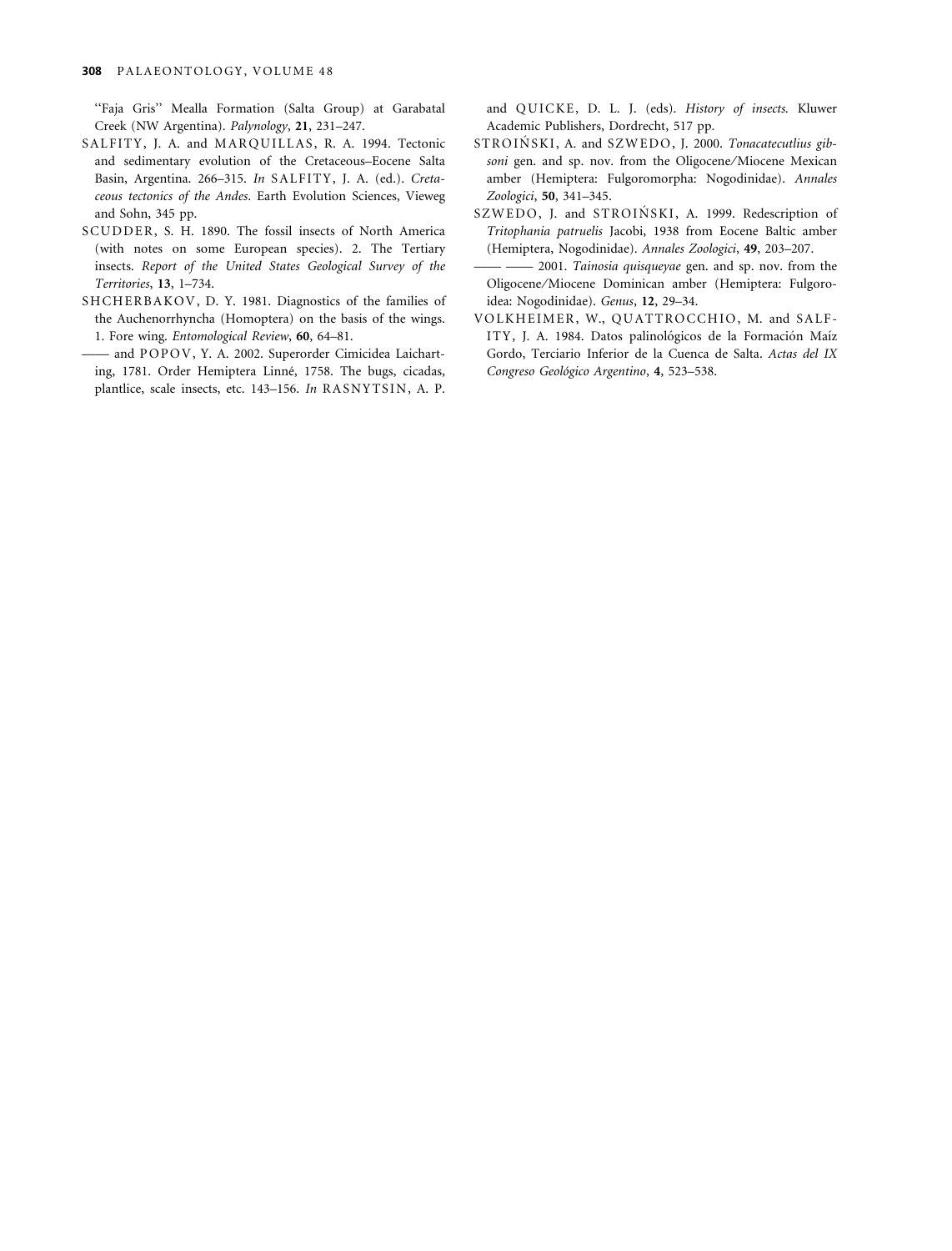''Faja Gris'' Mealla Formation (Salta Group) at Garabatal Creek (NW Argentina). *Palynology*, **21**, 231–247.

SALFITY, J. A. and MARQUILLAS, R. A. 1994. Tectonic and sedimentary evolution of the Cretaceous–Eocene Salta Basin, Argentina. 266–315. *In* SALFITY, J. A. (ed.). *Cretaceous tectonics of the Andes*. Earth Evolution Sciences, Vieweg and Sohn, 345 pp.

SCUDDER, S. H. 1890. The fossil insects of North America (with notes on some European species). 2. The Tertiary insects. *Report of the United States Geological Survey of the Territories*, **13**, 1–734.

SHCHERBAKOV, D. Y. 1981. Diagnostics of the families of the Auchenorrhyncha (Homoptera) on the basis of the wings. 1. Fore wing. *Entomological Review*, **60**, 64–81.

—— and POPOV, Y. A. 2002. Superorder Cimicidea Laicharting, 1781. Order Hemiptera Linné, 1758. The bugs, cicadas, plantlice, scale insects, etc. 143–156. *In* RASNYTSIN, A. P. and QUICKE, D. L. J. (eds). *History of insects*. Kluwer Academic Publishers, Dordrecht, 517 pp.

STROIŃSKI, A. and SZWEDO, J. 2000. *Tonacatecutlius gibsoni* gen. and sp. nov. from the Oligocene/Miocene Mexican amber (Hemiptera: Fulgoromorpha: Nogodinidae). *Annales Zoologici*, **50**, 341–345.

SZWEDO, J. and STROIŃSKI, A. 1999. Redescription of *Tritophania patruelis* Jacobi, 1938 from Eocene Baltic amber (Hemiptera, Nogodinidae). *Annales Zoologici*, **49**, 203–207.

—— —— 2001. *Tainosia quisqueyae* gen. and sp. nov. from the Oligocene/Miocene Dominican amber (Hemiptera: Fulgoroidea: Nogodinidae). *Genus*, **12**, 29–34.

VOLKHEIMER, W., QUATTROCCHIO, M. and SALFITY, J. A. 1984. Datos palinológicos de la Formación Maíz Gordo, Terciario Inferior de la Cuenca de Salta. *Actas del IX Congreso Geológico Argentino*, **4**, 523–538.